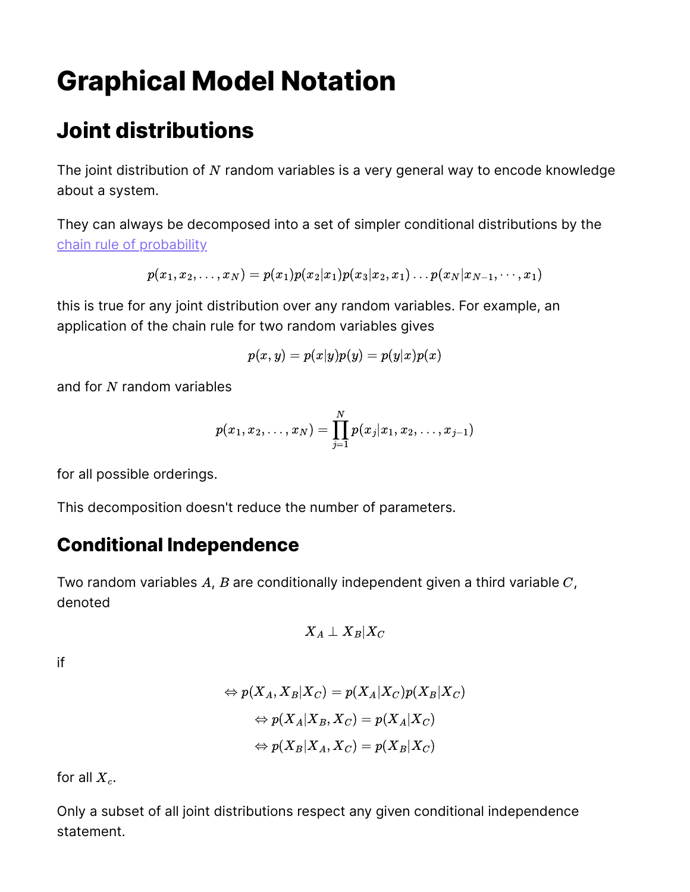# Graphical Model Notation

## Joint distributions

The joint distribution of $N$ random variables is a very general way to encode knowledge about a system.

They can always be decomposed into a set of simpler conditional distributions by the chain rule of probability

$$p(x_1, x_2, \ldots, x_N) = p(x_1)p(x_2|x_1)p(x_3|x_2, x_1)\ldots p(x_N|x_{N-1}, \cdots, x_1)$$

this is true for any joint distribution over any random variables. For example, an application of the chain rule for two random variables gives

$$p(x, y) = p(x|y)p(y) = p(y|x)p(x)$$

and for $N$ random variables

$$p(x_1, x_2, \ldots, x_N) = \prod_{j=1}^{N} p(x_j|x_1, x_2, \ldots, x_{j-1})$$

for all possible orderings.

This decomposition doesn't reduce the number of parameters.

## Conditional Independence

Two random variables $A$, $B$ are conditionally independent given a third variable $C$, denoted

$$X_A \perp X_B | X_C$$

if

$$\Leftrightarrow p(X_A, X_B|X_C) = p(X_A|X_C)p(X_B|X_C)$$

$$\Leftrightarrow p(X_A|X_B, X_C) = p(X_A|X_C)$$

$$\Leftrightarrow p(X_B|X_A, X_C) = p(X_B|X_C)$$

for all $X_c$.

Only a subset of all joint distributions respect any given conditional independence statement.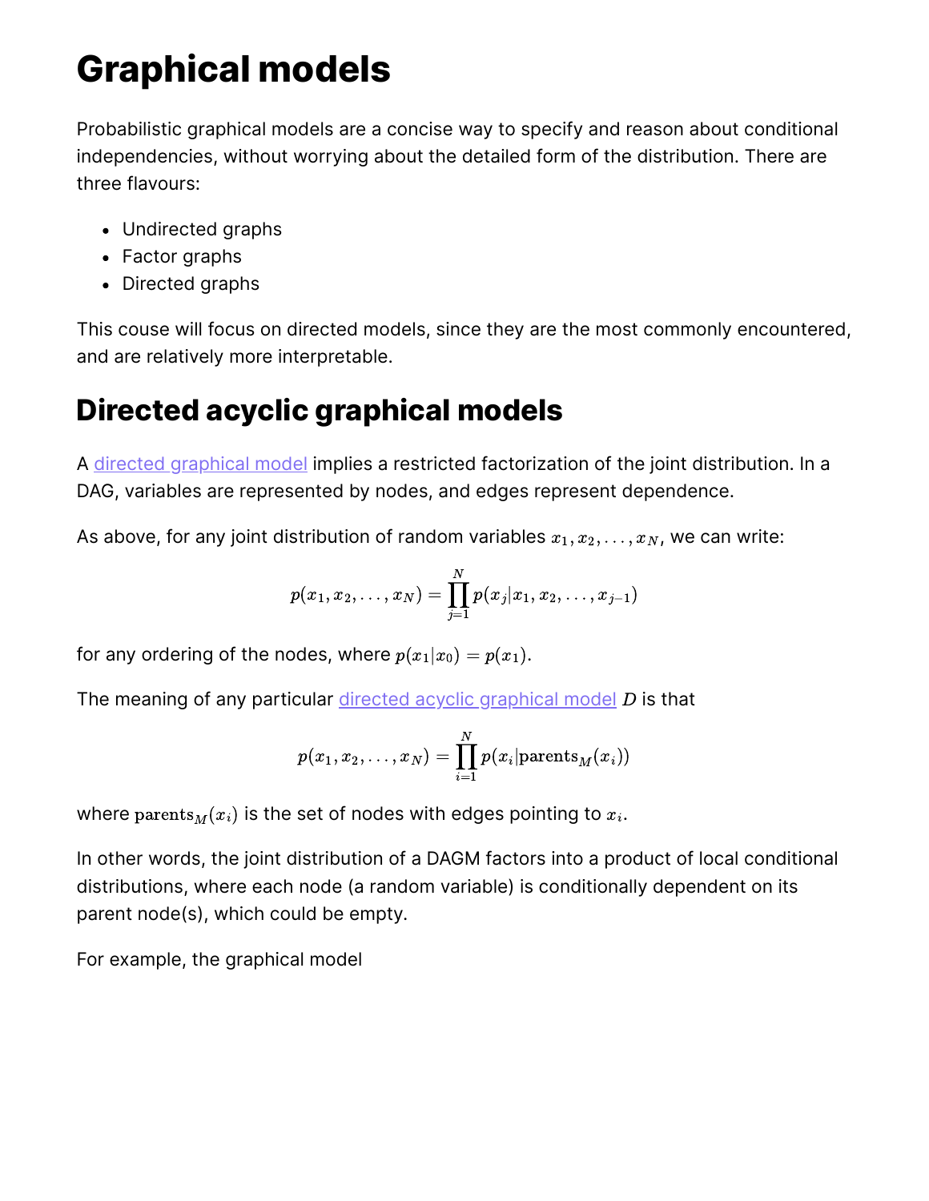# Graphical models

Probabilistic graphical models are a concise way to specify and reason about conditional independencies, without worrying about the detailed form of the distribution. There are three flavours:

- Undirected graphs
- Factor graphs
- Directed graphs

This couse will focus on directed models, since they are the most commonly encountered, and are relatively more interpretable.

## Directed acyclic graphical models

A directed graphical model implies a restricted factorization of the joint distribution. In a DAG, variables are represented by nodes, and edges represent dependence.

As above, for any joint distribution of random variables $x_1, x_2, \ldots, x_N$, we can write:

$$p(x_1, x_2, \ldots, x_N) = \prod_{j=1}^{N} p(x_j | x_1, x_2, \ldots, x_{j-1})$$

for any ordering of the nodes, where $p(x_1|x_0) = p(x_1)$.

The meaning of any particular directed acyclic graphical model $D$ is that

$$p(x_1, x_2, \ldots, x_N) = \prod_{i=1}^{N} p(x_i | \text{parents}_M(x_i))$$

where $\text{parents}_M(x_i)$ is the set of nodes with edges pointing to $x_i$.

In other words, the joint distribution of a DAGM factors into a product of local conditional distributions, where each node (a random variable) is conditionally dependent on its parent node(s), which could be empty.

For example, the graphical model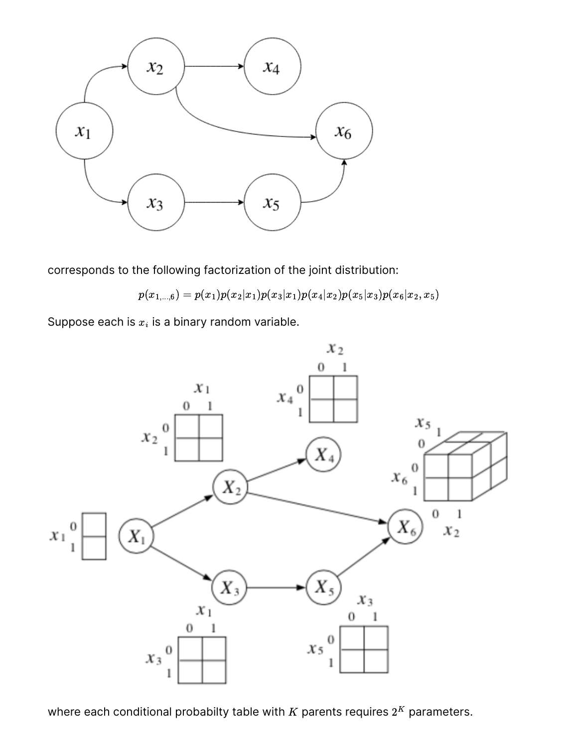corresponds to the following factorization of the joint distribution:

$$p(x_{1,\ldots,6}) = p(x_1)p(x_2|x_1)p(x_3|x_1)p(x_4|x_2)p(x_5|x_3)p(x_6|x_2,x_5)$$

Suppose each is $x_i$ is a binary random variable.

where each conditional probabilty table with $K$ parents requires $2^K$ parameters.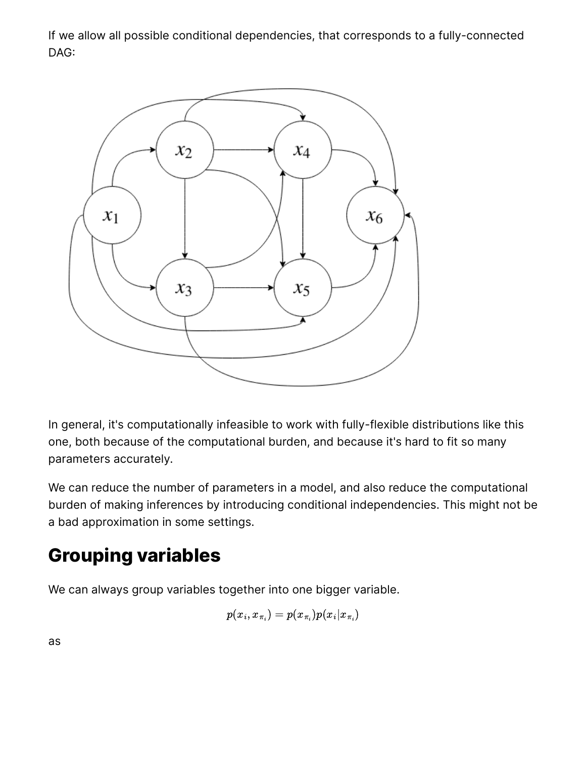If we allow all possible conditional dependencies, that corresponds to a fully-connected DAG:

$x_1$
$x_2$
$x_3$
$x_4$
$x_5$
$x_6$

In general, it's computationally infeasible to work with fully-flexible distributions like this one, both because of the computational burden, and because it's hard to fit so many parameters accurately.

We can reduce the number of parameters in a model, and also reduce the computational burden of making inferences by introducing conditional independencies. This might not be a bad approximation in some settings.

## Grouping variables

We can always group variables together into one bigger variable.

$$p(x_i, x_{\pi_i}) = p(x_{\pi_i})p(x_i|x_{\pi_i})$$

as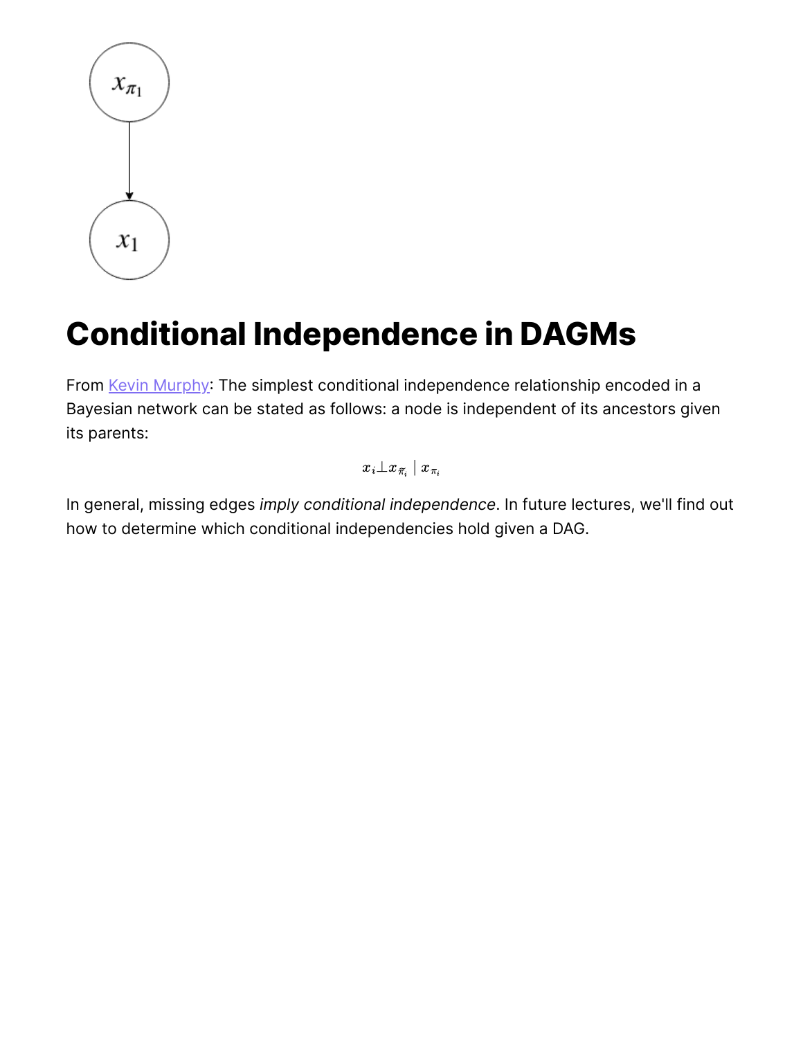$x_{\pi_1}$

$x_1$

# Conditional Independence in DAGMs

From Kevin Murphy: The simplest conditional independence relationship encoded in a Bayesian network can be stated as follows: a node is independent of its ancestors given its parents:

$$x_i \perp x_{\tilde{\pi}_i} \mid x_{\pi_i}$$

In general, missing edges *imply conditional independence*. In future lectures, we'll find out how to determine which conditional independencies hold given a DAG.